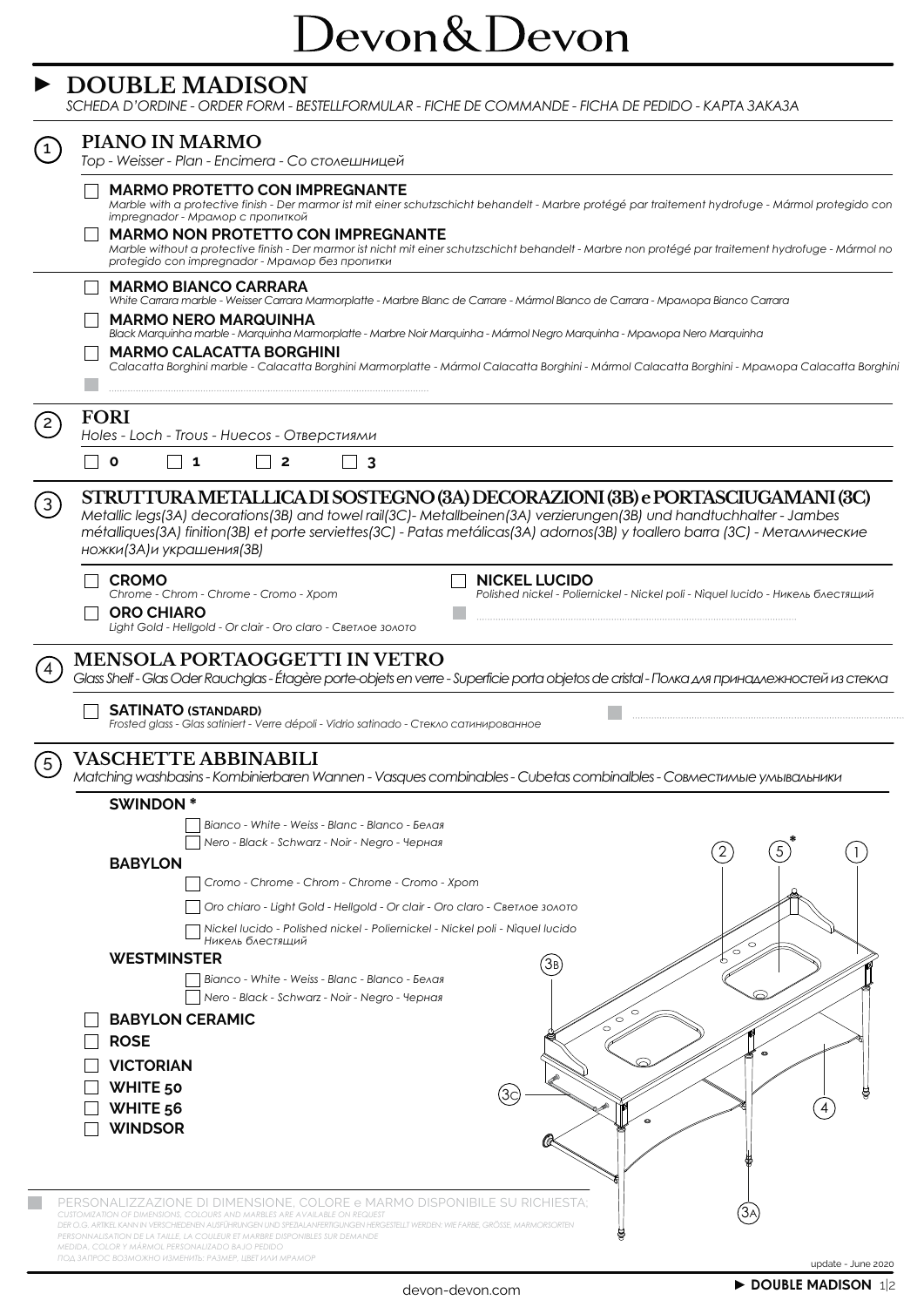# Devon&Devon

## DOUBLE MADISON

*SCHEDA D'ORDINE - ORDER FORM - BESTELLFORMULAR - FICHE DE COMMANDE - FICHA DE PEDIDO - КАРТА ЗАКАЗА*

### 1 PIANO IN MARMO

*Top - Weisser - Plan - Encimera - Со столешницей*

- [ ] **MARMO PROTETTO CON IMPREGNANTE**
  *Marble with a protective finish - Der marmor ist mit einer schutzschicht behandelt - Marbre protégé par traitement hydrofuge - Mármol protegido con impregnador - Мрамор с пропиткой*
- [ ] **MARMO NON PROTETTO CON IMPREGNANTE**
  *Marble without a protective finish - Der marmor ist nicht mit einer schutzschicht behandelt - Marbre non protégé par traitement hydrofuge - Mármol no protegido con impregnador - Мрамор без пропитки*

- [ ] **MARMO BIANCO CARRARA**
  *White Carrara marble - Weisser Carrara Marmorplatte - Marbre Blanc de Carrare - Mármol Blanco de Carrara - Мрамора Bianco Carrara*
- [ ] **MARMO NERO MARQUINHA**
  *Black Marquinha marble - Marquinha Marmorplatte - Marbre Noir Marquinha - Mármol Negro Marquinha - Мрамора Nero Marquinha*
- [ ] **MARMO CALACATTA BORGHINI**
  *Calacatta Borghini marble - Calacatta Borghini Marmorplatte - Mármol Calacatta Borghini - Mármol Calacatta Borghini - Мрамора Calacatta Borghini*
- ..................................................

### 2 FORI

*Holes - Loch - Trous - Huecos - Отверстиями*

- [ ] **0**
- [ ] **1**
- [ ] **2**
- [ ] **3**

### 3 STRUTTURA METALLICA DI SOSTEGNO (3A) DECORAZIONI (3B) e PORTASCIUGAMANI (3C)

*Metallic legs(3A) decorations(3B) and towel rail(3C)- Metallbeinen(3A) verzierungen(3B) und handtuchhalter - Jambes métalliques(3A) finition(3B) et porte serviettes(3C) - Patas metálicas(3A) adornos(3B) y toallero barra (3C) - Металлические ножки(3A)и украшения(3B)*

- [ ] **CROMO**
  *Chrome - Chrom - Chrome - Cromo - Хром*
- [ ] **ORO CHIARO**
  *Light Gold - Hellgold - Or clair - Oro claro - Светлое золото*
- [ ] **NICKEL LUCIDO**
  *Polished nickel - Poliernickel - Nickel poli - Níquel lucido - Никель блестящий*
- ..................................................

### 4 MENSOLA PORTAOGGETTI IN VETRO

*Glass Shelf - Glas Oder Rauchglas - Étagère porte-objets en verre - Superficie porta objetos de cristal - Полка для принадлежностей из стекла*

- [ ] **SATINATO (STANDARD)**
  *Frosted glass - Glas satiniert - Verre dépoli - Vidrio satinado - Стекло сатинированное*
- ..................................................

### 5 VASCHETTE ABBINABILI

*Matching washbasins - Kombinierbaren Wannen - Vasques combinables - Cubetas combinalbles - Совместимые умывальники*

**SWINDON \***
- [ ] *Bianco - White - Weiss - Blanc - Blanco - Белая*
- [ ] *Nero - Black - Schwarz - Noir - Negro - Черная*

**BABYLON**
- [ ] *Cromo - Chrome - Chrom - Chrome - Cromo - Хром*
- [ ] *Oro chiaro - Light Gold - Hellgold - Or clair - Oro claro - Светлое золото*
- [ ] *Nickel lucido - Polished nickel - Poliernickel - Nickel poli - Níquel lucido Никель блестящий*

**WESTMINSTER**
- [ ] *Bianco - White - Weiss - Blanc - Blanco - Белая*
- [ ] *Nero - Black - Schwarz - Noir - Negro - Черная*

- [ ] **BABYLON CERAMIC**
- [ ] **ROSE**
- [ ] **VICTORIAN**
- [ ] **WHITE 50**
- [ ] **WHITE 56**
- [ ] **WINDSOR**

PERSONALIZZAZIONE DI DIMENSIONE, COLORE e MARMO DISPONIBILE SU RICHIESTA:
*CUSTOMIZATION OF DIMENSIONS, COLOURS AND MARBLES ARE AVAILABLE ON REQUEST*
*DER O.G. ARTIKEL KANN IN VERSCHIEDENEN AUSFÜHRUNGEN UND SPEZIALANFERTIGUNGEN HERGESTELLT WERDEN: WIE FARBE, GRÖSSE, MARMORSORTEN*
*PERSONNALISATION DE LA TAILLE, LA COULEUR ET MARBRE DISPONIBLES SUR DEMANDE*
*MEDIDA, COLOR Y MÁRMOL PERSONALIZADO BAJO PEDIDO*
*ПОД ЗАПРОС ВОЗМОЖНО ИЗМЕНИТЬ: РАЗМЕР, ЦВЕТ ИЛИ МРАМОР*

update - June 2020

devon-devon.com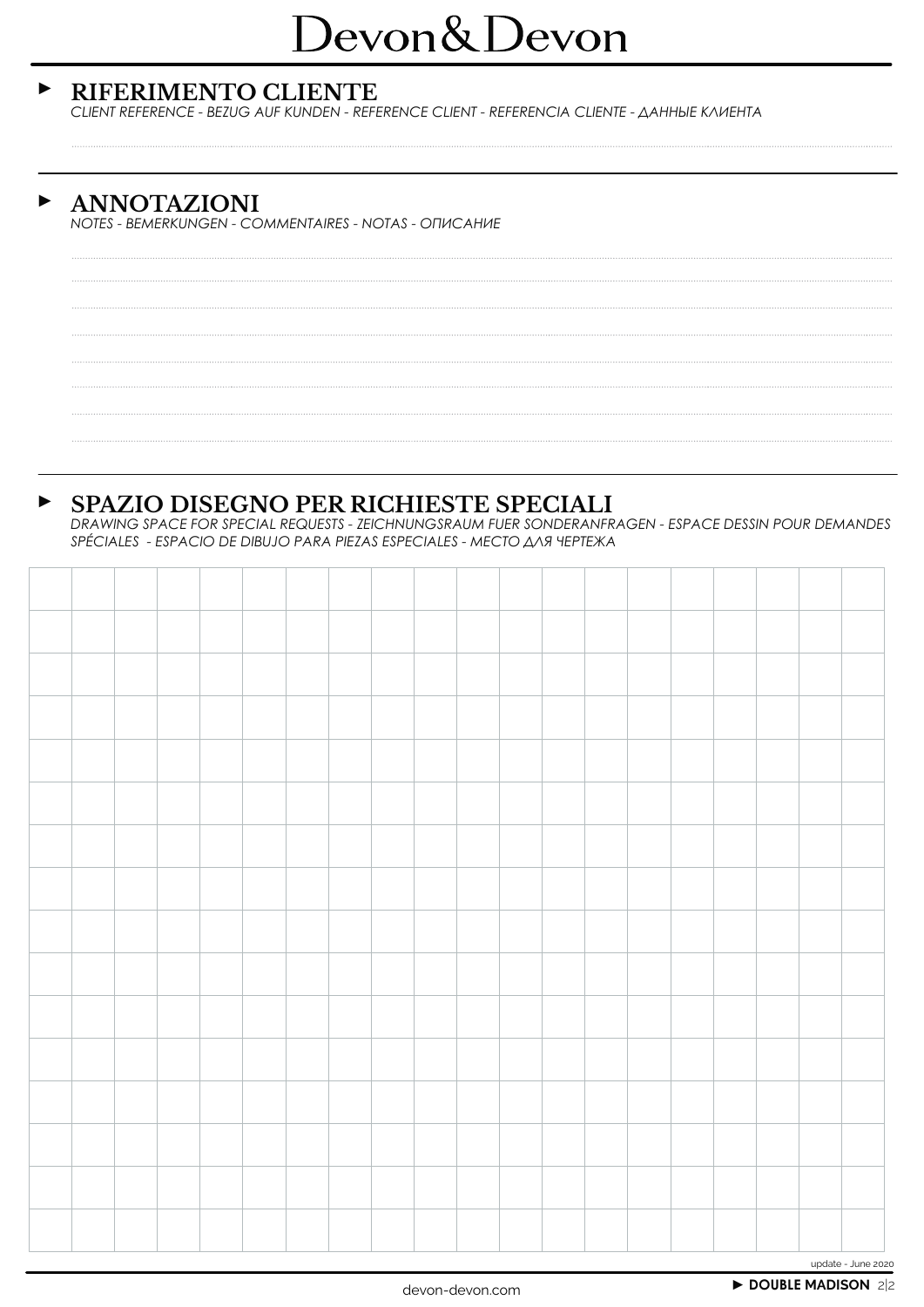# Devon&Devon

## ► RIFERIMENTO CLIENTE

*CLIENT REFERENCE - BEZUG AUF KUNDEN - REFERENCE CLIENT - REFERENCIA CLIENTE - ДАННЫЕ КЛИЕНТА*

## ► ANNOTAZIONI

*NOTES - BEMERKUNGEN - COMMENTAIRES - NOTAS - ОПИСАНИЕ*

## ► SPAZIO DISEGNO PER RICHIESTE SPECIALI

*DRAWING SPACE FOR SPECIAL REQUESTS - ZEICHNUNGSRAUM FUER SONDERANFRAGEN - ESPACE DESSIN POUR DEMANDES SPÉCIALES - ESPACIO DE DIBUJO PARA PIEZAS ESPECIALES - МЕСТО ДЛЯ ЧЕРТЕЖА*

update - June 2020

devon-devon.com

► **DOUBLE MADISON**